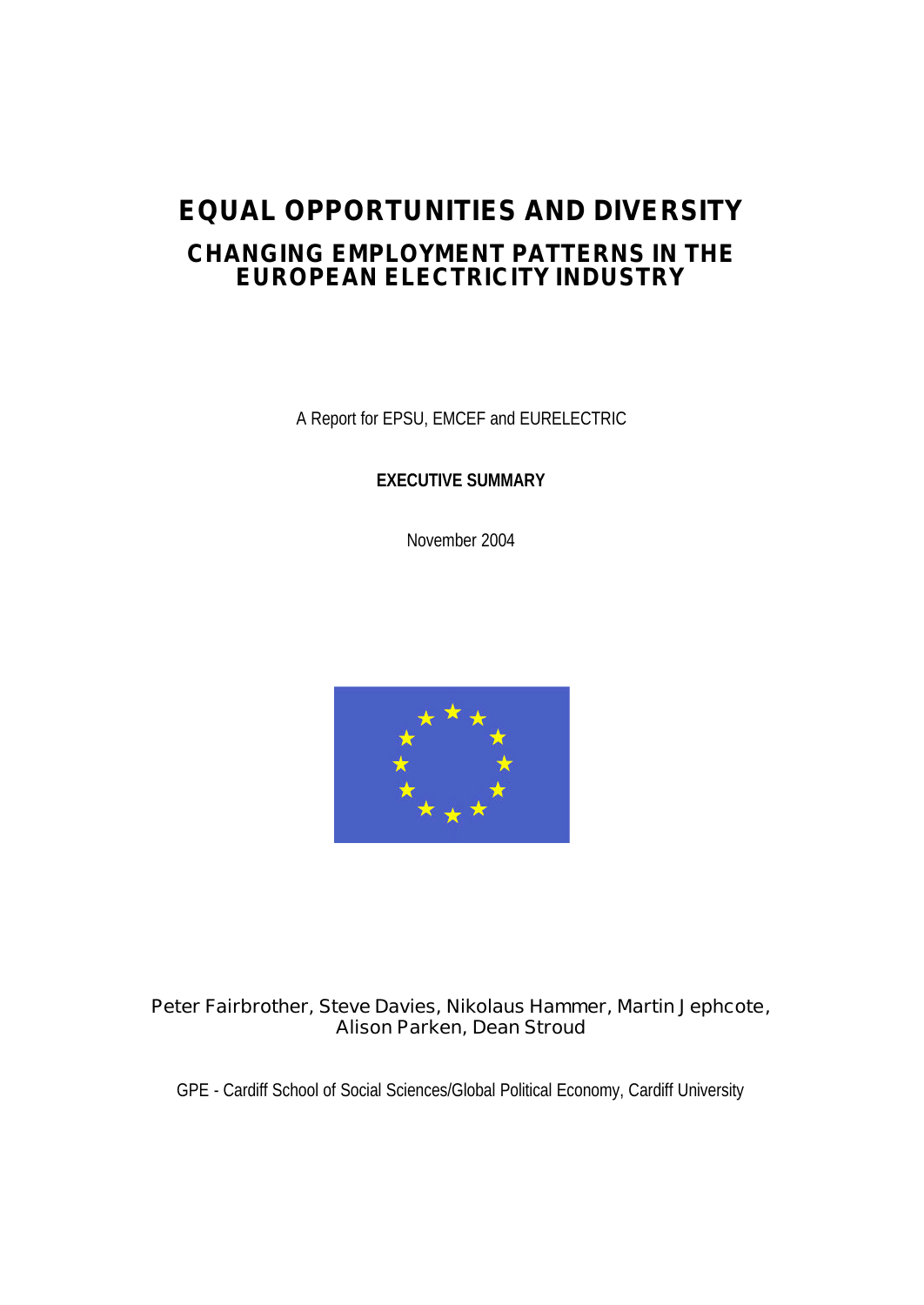# EQUAL OPPORTUNITIES AND DIVERSITY

## CHANGING EMPLOYMENT PATTERNS IN THE EUROPEAN ELECTRICITY INDUSTRY

A Report for EPSU, EMCEF and EURELECTRIC

**EXECUTIVE SUMMARY**

November 2004

Peter Fairbrother, Steve Davies, Nikolaus Hammer, Martin Jephcote, Alison Parken, Dean Stroud

GPE - Cardiff School of Social Sciences/Global Political Economy, Cardiff University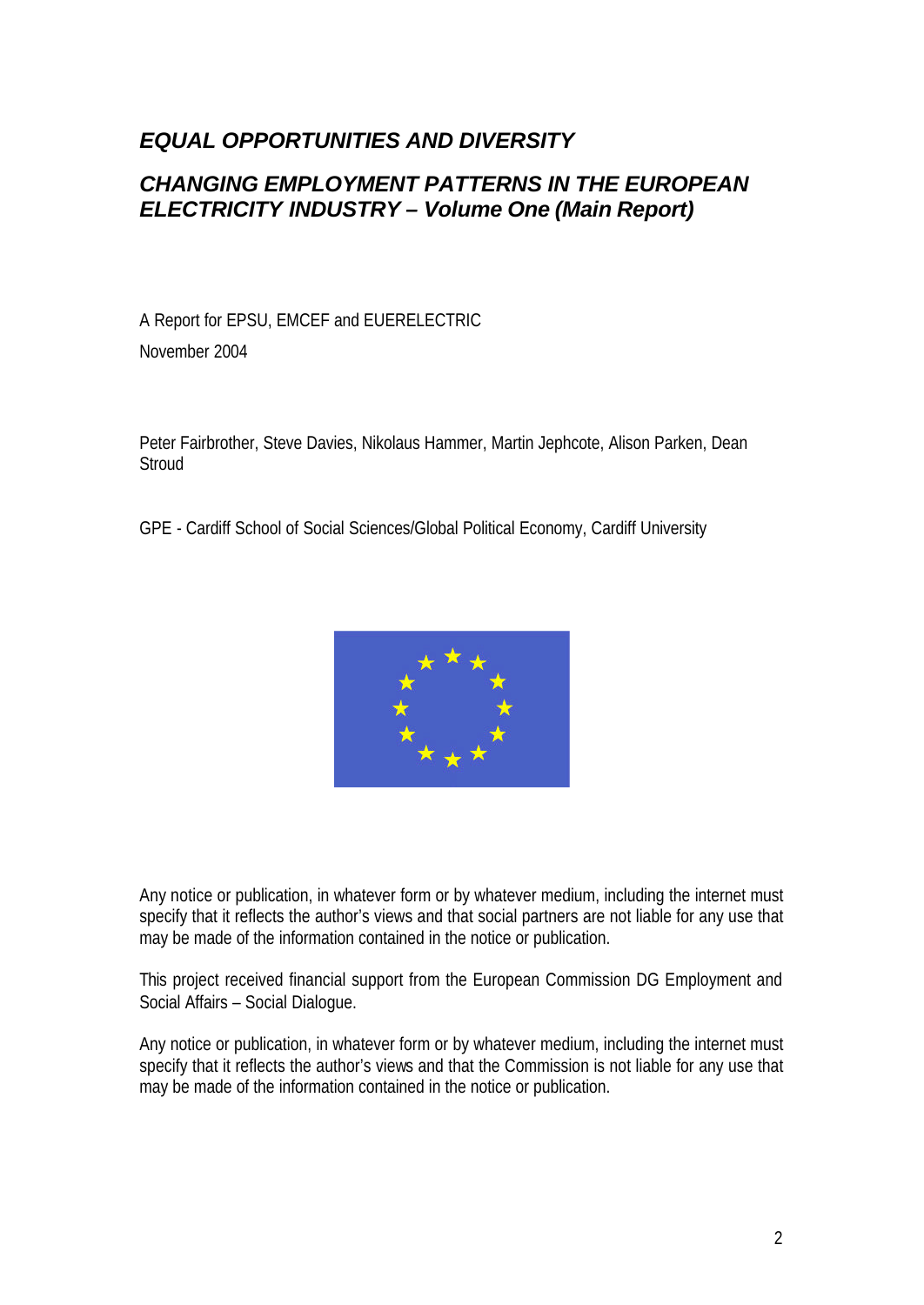# *EQUAL OPPORTUNITIES AND DIVERSITY*

# *CHANGING EMPLOYMENT PATTERNS IN THE EUROPEAN ELECTRICITY INDUSTRY – Volume One (Main Report)*

A Report for EPSU, EMCEF and EUERELECTRIC

November 2004

Peter Fairbrother, Steve Davies, Nikolaus Hammer, Martin Jephcote, Alison Parken, Dean Stroud

GPE - Cardiff School of Social Sciences/Global Political Economy, Cardiff University

Any notice or publication, in whatever form or by whatever medium, including the internet must specify that it reflects the author's views and that social partners are not liable for any use that may be made of the information contained in the notice or publication.

This project received financial support from the European Commission DG Employment and Social Affairs – Social Dialogue.

Any notice or publication, in whatever form or by whatever medium, including the internet must specify that it reflects the author's views and that the Commission is not liable for any use that may be made of the information contained in the notice or publication.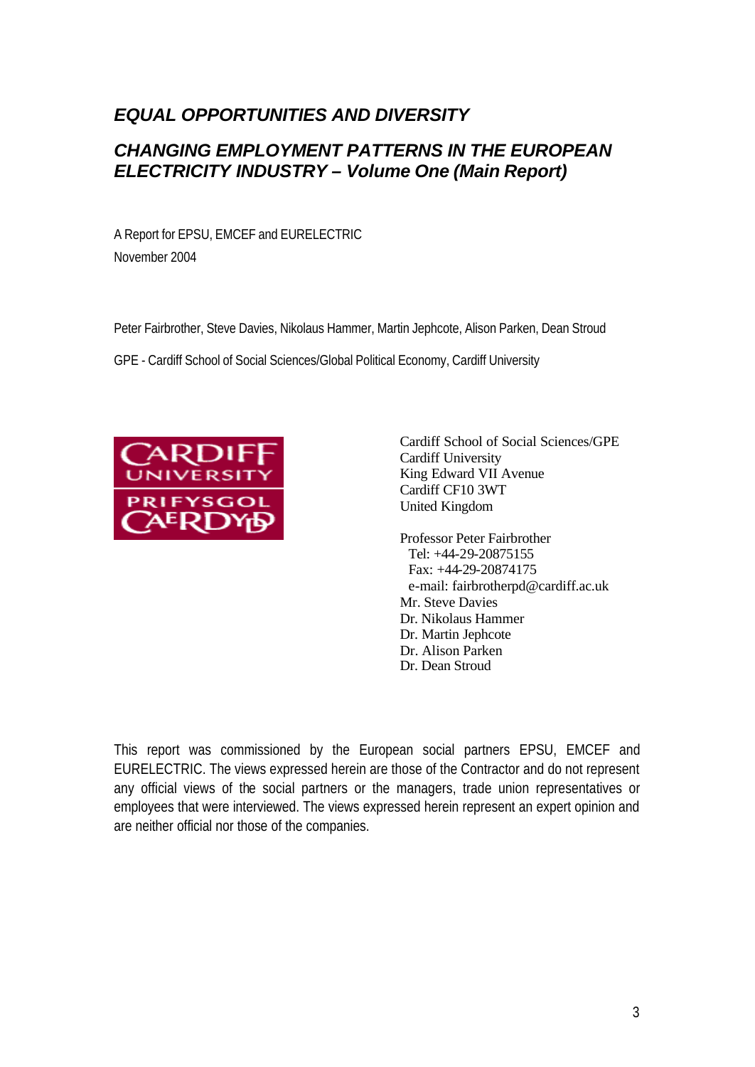# *EQUAL OPPORTUNITIES AND DIVERSITY*

## *CHANGING EMPLOYMENT PATTERNS IN THE EUROPEAN ELECTRICITY INDUSTRY – Volume One (Main Report)*

A Report for EPSU, EMCEF and EURELECTRIC

November 2004

Peter Fairbrother, Steve Davies, Nikolaus Hammer, Martin Jephcote, Alison Parken, Dean Stroud

GPE - Cardiff School of Social Sciences/Global Political Economy, Cardiff University

CARDIFF UNIVERSITY
PRIFYSGOL CAERDYDD

Cardiff School of Social Sciences/GPE
Cardiff University
King Edward VII Avenue
Cardiff CF10 3WT
United Kingdom

Professor Peter Fairbrother
Tel: +44-29-20875155
Fax: +44-29-20874175
e-mail: fairbrotherpd@cardiff.ac.uk
Mr. Steve Davies
Dr. Nikolaus Hammer
Dr. Martin Jephcote
Dr. Alison Parken
Dr. Dean Stroud

This report was commissioned by the European social partners EPSU, EMCEF and EURELECTRIC. The views expressed herein are those of the Contractor and do not represent any official views of the social partners or the managers, trade union representatives or employees that were interviewed. The views expressed herein represent an expert opinion and are neither official nor those of the companies.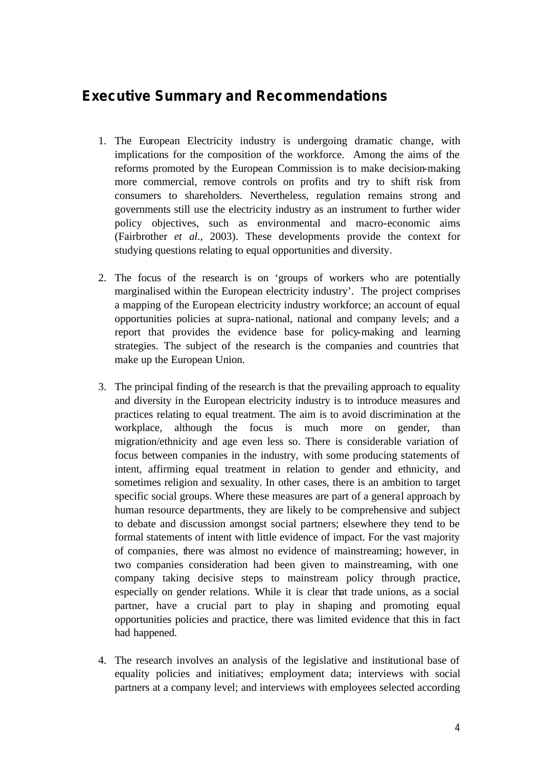## Executive Summary and Recommendations

1. The European Electricity industry is undergoing dramatic change, with implications for the composition of the workforce. Among the aims of the reforms promoted by the European Commission is to make decision-making more commercial, remove controls on profits and try to shift risk from consumers to shareholders. Nevertheless, regulation remains strong and governments still use the electricity industry as an instrument to further wider policy objectives, such as environmental and macro-economic aims (Fairbrother *et al.*, 2003). These developments provide the context for studying questions relating to equal opportunities and diversity.

2. The focus of the research is on 'groups of workers who are potentially marginalised within the European electricity industry'. The project comprises a mapping of the European electricity industry workforce; an account of equal opportunities policies at supra-national, national and company levels; and a report that provides the evidence base for policy-making and learning strategies. The subject of the research is the companies and countries that make up the European Union.

3. The principal finding of the research is that the prevailing approach to equality and diversity in the European electricity industry is to introduce measures and practices relating to equal treatment. The aim is to avoid discrimination at the workplace, although the focus is much more on gender, than migration/ethnicity and age even less so. There is considerable variation of focus between companies in the industry, with some producing statements of intent, affirming equal treatment in relation to gender and ethnicity, and sometimes religion and sexuality. In other cases, there is an ambition to target specific social groups. Where these measures are part of a general approach by human resource departments, they are likely to be comprehensive and subject to debate and discussion amongst social partners; elsewhere they tend to be formal statements of intent with little evidence of impact. For the vast majority of companies, there was almost no evidence of mainstreaming; however, in two companies consideration had been given to mainstreaming, with one company taking decisive steps to mainstream policy through practice, especially on gender relations. While it is clear that trade unions, as a social partner, have a crucial part to play in shaping and promoting equal opportunities policies and practice, there was limited evidence that this in fact had happened.

4. The research involves an analysis of the legislative and institutional base of equality policies and initiatives; employment data; interviews with social partners at a company level; and interviews with employees selected according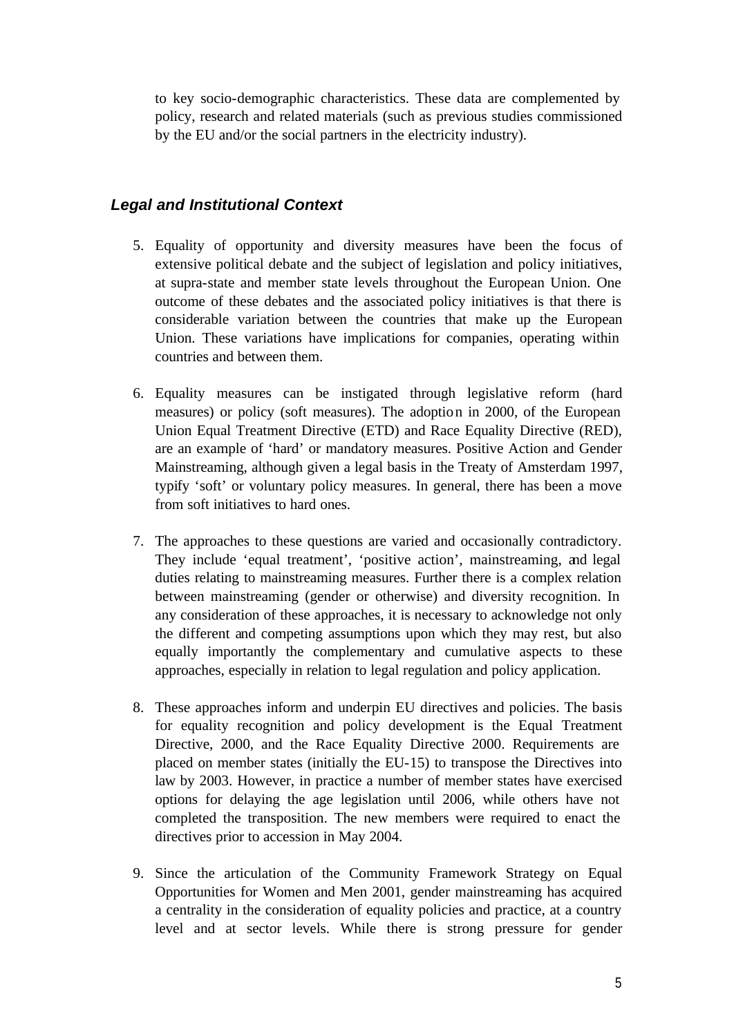to key socio-demographic characteristics. These data are complemented by policy, research and related materials (such as previous studies commissioned by the EU and/or the social partners in the electricity industry).

### *Legal and Institutional Context*

5. Equality of opportunity and diversity measures have been the focus of extensive political debate and the subject of legislation and policy initiatives, at supra-state and member state levels throughout the European Union. One outcome of these debates and the associated policy initiatives is that there is considerable variation between the countries that make up the European Union. These variations have implications for companies, operating within countries and between them.

6. Equality measures can be instigated through legislative reform (hard measures) or policy (soft measures). The adoption in 2000, of the European Union Equal Treatment Directive (ETD) and Race Equality Directive (RED), are an example of 'hard' or mandatory measures. Positive Action and Gender Mainstreaming, although given a legal basis in the Treaty of Amsterdam 1997, typify 'soft' or voluntary policy measures. In general, there has been a move from soft initiatives to hard ones.

7. The approaches to these questions are varied and occasionally contradictory. They include 'equal treatment', 'positive action', mainstreaming, and legal duties relating to mainstreaming measures. Further there is a complex relation between mainstreaming (gender or otherwise) and diversity recognition. In any consideration of these approaches, it is necessary to acknowledge not only the different and competing assumptions upon which they may rest, but also equally importantly the complementary and cumulative aspects to these approaches, especially in relation to legal regulation and policy application.

8. These approaches inform and underpin EU directives and policies. The basis for equality recognition and policy development is the Equal Treatment Directive, 2000, and the Race Equality Directive 2000. Requirements are placed on member states (initially the EU-15) to transpose the Directives into law by 2003. However, in practice a number of member states have exercised options for delaying the age legislation until 2006, while others have not completed the transposition. The new members were required to enact the directives prior to accession in May 2004.

9. Since the articulation of the Community Framework Strategy on Equal Opportunities for Women and Men 2001, gender mainstreaming has acquired a centrality in the consideration of equality policies and practice, at a country level and at sector levels. While there is strong pressure for gender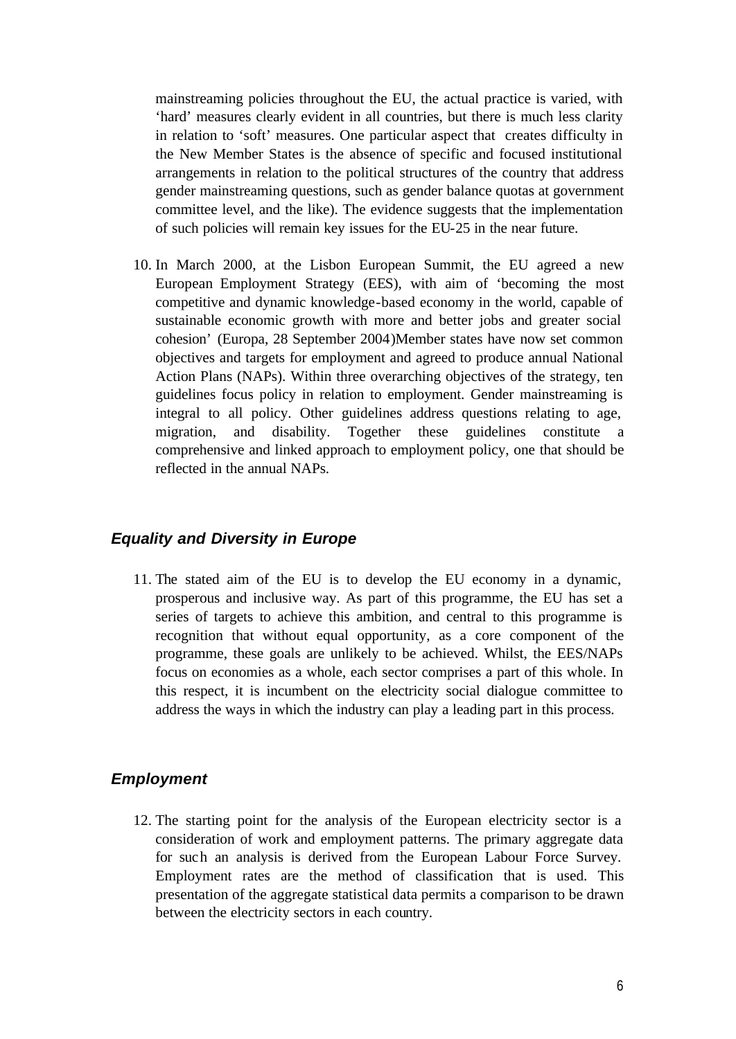mainstreaming policies throughout the EU, the actual practice is varied, with 'hard' measures clearly evident in all countries, but there is much less clarity in relation to 'soft' measures. One particular aspect that creates difficulty in the New Member States is the absence of specific and focused institutional arrangements in relation to the political structures of the country that address gender mainstreaming questions, such as gender balance quotas at government committee level, and the like). The evidence suggests that the implementation of such policies will remain key issues for the EU-25 in the near future.

10. In March 2000, at the Lisbon European Summit, the EU agreed a new European Employment Strategy (EES), with aim of 'becoming the most competitive and dynamic knowledge-based economy in the world, capable of sustainable economic growth with more and better jobs and greater social cohesion' (Europa, 28 September 2004)Member states have now set common objectives and targets for employment and agreed to produce annual National Action Plans (NAPs). Within three overarching objectives of the strategy, ten guidelines focus policy in relation to employment. Gender mainstreaming is integral to all policy. Other guidelines address questions relating to age, migration, and disability. Together these guidelines constitute a comprehensive and linked approach to employment policy, one that should be reflected in the annual NAPs.

### *Equality and Diversity in Europe*

11. The stated aim of the EU is to develop the EU economy in a dynamic, prosperous and inclusive way. As part of this programme, the EU has set a series of targets to achieve this ambition, and central to this programme is recognition that without equal opportunity, as a core component of the programme, these goals are unlikely to be achieved. Whilst, the EES/NAPs focus on economies as a whole, each sector comprises a part of this whole. In this respect, it is incumbent on the electricity social dialogue committee to address the ways in which the industry can play a leading part in this process.

### *Employment*

12. The starting point for the analysis of the European electricity sector is a consideration of work and employment patterns. The primary aggregate data for such an analysis is derived from the European Labour Force Survey. Employment rates are the method of classification that is used. This presentation of the aggregate statistical data permits a comparison to be drawn between the electricity sectors in each country.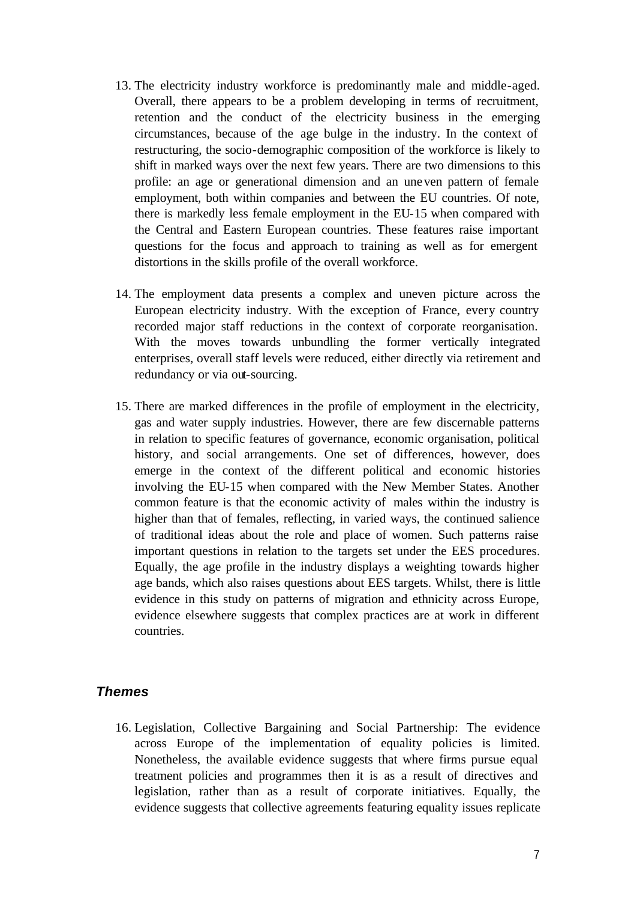13. The electricity industry workforce is predominantly male and middle-aged. Overall, there appears to be a problem developing in terms of recruitment, retention and the conduct of the electricity business in the emerging circumstances, because of the age bulge in the industry. In the context of restructuring, the socio-demographic composition of the workforce is likely to shift in marked ways over the next few years. There are two dimensions to this profile: an age or generational dimension and an uneven pattern of female employment, both within companies and between the EU countries. Of note, there is markedly less female employment in the EU-15 when compared with the Central and Eastern European countries. These features raise important questions for the focus and approach to training as well as for emergent distortions in the skills profile of the overall workforce.

14. The employment data presents a complex and uneven picture across the European electricity industry. With the exception of France, every country recorded major staff reductions in the context of corporate reorganisation. With the moves towards unbundling the former vertically integrated enterprises, overall staff levels were reduced, either directly via retirement and redundancy or via out-sourcing.

15. There are marked differences in the profile of employment in the electricity, gas and water supply industries. However, there are few discernable patterns in relation to specific features of governance, economic organisation, political history, and social arrangements. One set of differences, however, does emerge in the context of the different political and economic histories involving the EU-15 when compared with the New Member States. Another common feature is that the economic activity of males within the industry is higher than that of females, reflecting, in varied ways, the continued salience of traditional ideas about the role and place of women. Such patterns raise important questions in relation to the targets set under the EES procedures. Equally, the age profile in the industry displays a weighting towards higher age bands, which also raises questions about EES targets. Whilst, there is little evidence in this study on patterns of migration and ethnicity across Europe, evidence elsewhere suggests that complex practices are at work in different countries.

### *Themes*

16. Legislation, Collective Bargaining and Social Partnership: The evidence across Europe of the implementation of equality policies is limited. Nonetheless, the available evidence suggests that where firms pursue equal treatment policies and programmes then it is as a result of directives and legislation, rather than as a result of corporate initiatives. Equally, the evidence suggests that collective agreements featuring equality issues replicate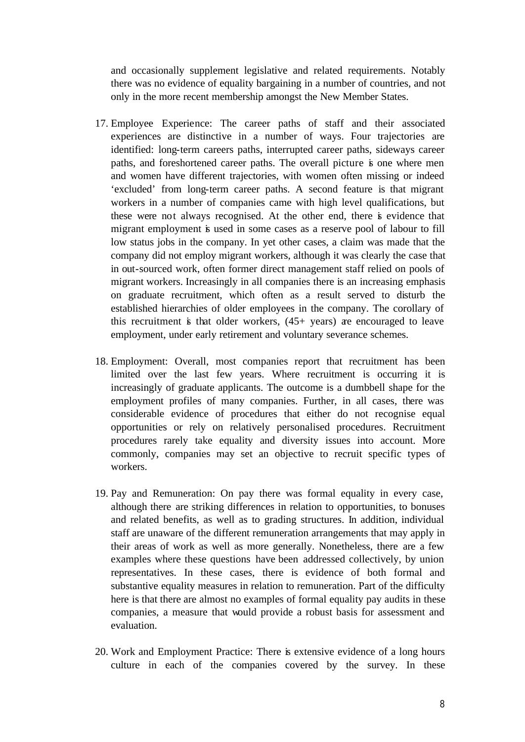and occasionally supplement legislative and related requirements. Notably there was no evidence of equality bargaining in a number of countries, and not only in the more recent membership amongst the New Member States.

17. Employee Experience: The career paths of staff and their associated experiences are distinctive in a number of ways. Four trajectories are identified: long-term careers paths, interrupted career paths, sideways career paths, and foreshortened career paths. The overall picture is one where men and women have different trajectories, with women often missing or indeed 'excluded' from long-term career paths. A second feature is that migrant workers in a number of companies came with high level qualifications, but these were not always recognised. At the other end, there is evidence that migrant employment is used in some cases as a reserve pool of labour to fill low status jobs in the company. In yet other cases, a claim was made that the company did not employ migrant workers, although it was clearly the case that in out-sourced work, often former direct management staff relied on pools of migrant workers. Increasingly in all companies there is an increasing emphasis on graduate recruitment, which often as a result served to disturb the established hierarchies of older employees in the company. The corollary of this recruitment is that older workers, (45+ years) are encouraged to leave employment, under early retirement and voluntary severance schemes.

18. Employment: Overall, most companies report that recruitment has been limited over the last few years. Where recruitment is occurring it is increasingly of graduate applicants. The outcome is a dumbbell shape for the employment profiles of many companies. Further, in all cases, there was considerable evidence of procedures that either do not recognise equal opportunities or rely on relatively personalised procedures. Recruitment procedures rarely take equality and diversity issues into account. More commonly, companies may set an objective to recruit specific types of workers.

19. Pay and Remuneration: On pay there was formal equality in every case, although there are striking differences in relation to opportunities, to bonuses and related benefits, as well as to grading structures. In addition, individual staff are unaware of the different remuneration arrangements that may apply in their areas of work as well as more generally. Nonetheless, there are a few examples where these questions have been addressed collectively, by union representatives. In these cases, there is evidence of both formal and substantive equality measures in relation to remuneration. Part of the difficulty here is that there are almost no examples of formal equality pay audits in these companies, a measure that would provide a robust basis for assessment and evaluation.

20. Work and Employment Practice: There is extensive evidence of a long hours culture in each of the companies covered by the survey. In these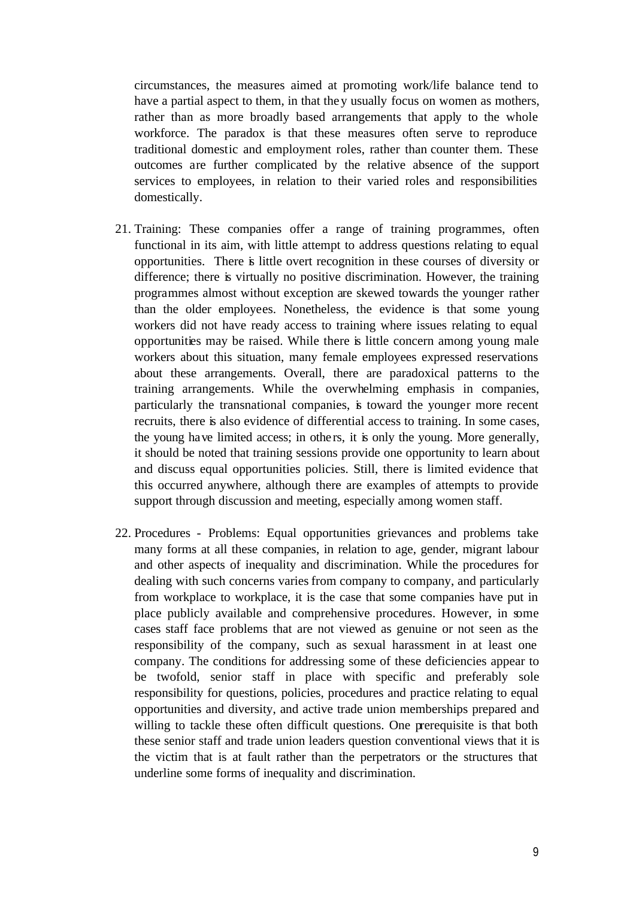circumstances, the measures aimed at promoting work/life balance tend to have a partial aspect to them, in that they usually focus on women as mothers, rather than as more broadly based arrangements that apply to the whole workforce. The paradox is that these measures often serve to reproduce traditional domestic and employment roles, rather than counter them. These outcomes are further complicated by the relative absence of the support services to employees, in relation to their varied roles and responsibilities domestically.

21. Training: These companies offer a range of training programmes, often functional in its aim, with little attempt to address questions relating to equal opportunities. There is little overt recognition in these courses of diversity or difference; there is virtually no positive discrimination. However, the training programmes almost without exception are skewed towards the younger rather than the older employees. Nonetheless, the evidence is that some young workers did not have ready access to training where issues relating to equal opportunities may be raised. While there is little concern among young male workers about this situation, many female employees expressed reservations about these arrangements. Overall, there are paradoxical patterns to the training arrangements. While the overwhelming emphasis in companies, particularly the transnational companies, is toward the younger more recent recruits, there is also evidence of differential access to training. In some cases, the young have limited access; in others, it is only the young. More generally, it should be noted that training sessions provide one opportunity to learn about and discuss equal opportunities policies. Still, there is limited evidence that this occurred anywhere, although there are examples of attempts to provide support through discussion and meeting, especially among women staff.

22. Procedures - Problems: Equal opportunities grievances and problems take many forms at all these companies, in relation to age, gender, migrant labour and other aspects of inequality and discrimination. While the procedures for dealing with such concerns varies from company to company, and particularly from workplace to workplace, it is the case that some companies have put in place publicly available and comprehensive procedures. However, in some cases staff face problems that are not viewed as genuine or not seen as the responsibility of the company, such as sexual harassment in at least one company. The conditions for addressing some of these deficiencies appear to be twofold, senior staff in place with specific and preferably sole responsibility for questions, policies, procedures and practice relating to equal opportunities and diversity, and active trade union memberships prepared and willing to tackle these often difficult questions. One prerequisite is that both these senior staff and trade union leaders question conventional views that it is the victim that is at fault rather than the perpetrators or the structures that underline some forms of inequality and discrimination.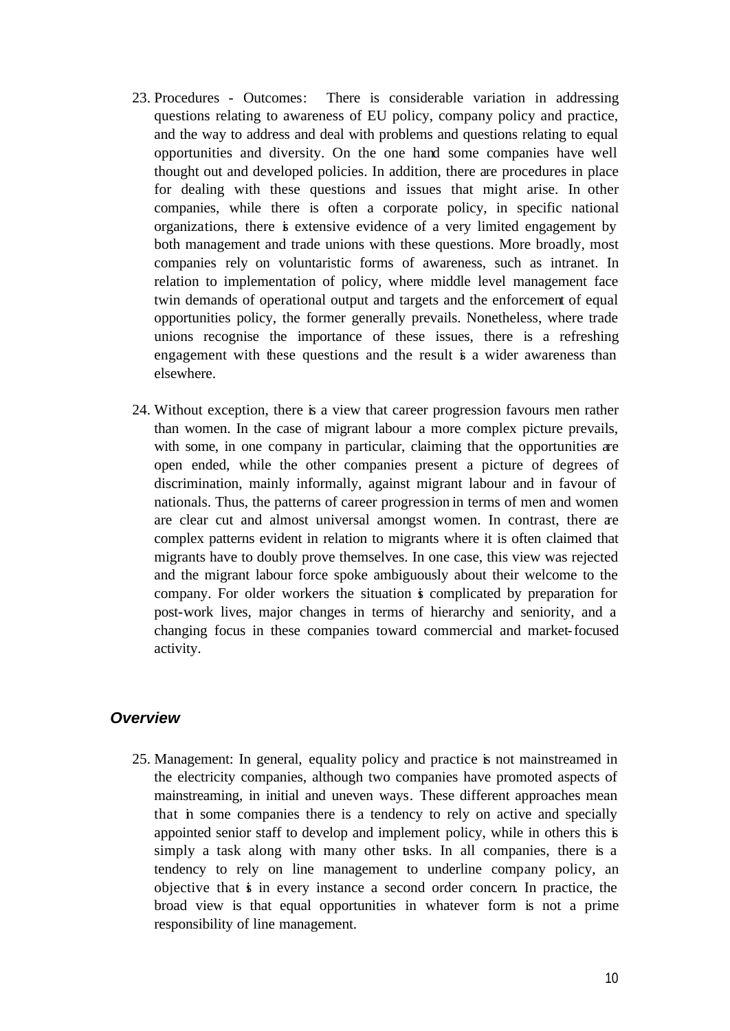23. Procedures - Outcomes: There is considerable variation in addressing questions relating to awareness of EU policy, company policy and practice, and the way to address and deal with problems and questions relating to equal opportunities and diversity. On the one hand some companies have well thought out and developed policies. In addition, there are procedures in place for dealing with these questions and issues that might arise. In other companies, while there is often a corporate policy, in specific national organizations, there is extensive evidence of a very limited engagement by both management and trade unions with these questions. More broadly, most companies rely on voluntaristic forms of awareness, such as intranet. In relation to implementation of policy, where middle level management face twin demands of operational output and targets and the enforcement of equal opportunities policy, the former generally prevails. Nonetheless, where trade unions recognise the importance of these issues, there is a refreshing engagement with these questions and the result is a wider awareness than elsewhere.

24. Without exception, there is a view that career progression favours men rather than women. In the case of migrant labour a more complex picture prevails, with some, in one company in particular, claiming that the opportunities are open ended, while the other companies present a picture of degrees of discrimination, mainly informally, against migrant labour and in favour of nationals. Thus, the patterns of career progression in terms of men and women are clear cut and almost universal amongst women. In contrast, there are complex patterns evident in relation to migrants where it is often claimed that migrants have to doubly prove themselves. In one case, this view was rejected and the migrant labour force spoke ambiguously about their welcome to the company. For older workers the situation is complicated by preparation for post-work lives, major changes in terms of hierarchy and seniority, and a changing focus in these companies toward commercial and market-focused activity.

### *Overview*

25. Management: In general, equality policy and practice is not mainstreamed in the electricity companies, although two companies have promoted aspects of mainstreaming, in initial and uneven ways. These different approaches mean that in some companies there is a tendency to rely on active and specially appointed senior staff to develop and implement policy, while in others this is simply a task along with many other tasks. In all companies, there is a tendency to rely on line management to underline company policy, an objective that is in every instance a second order concern. In practice, the broad view is that equal opportunities in whatever form is not a prime responsibility of line management.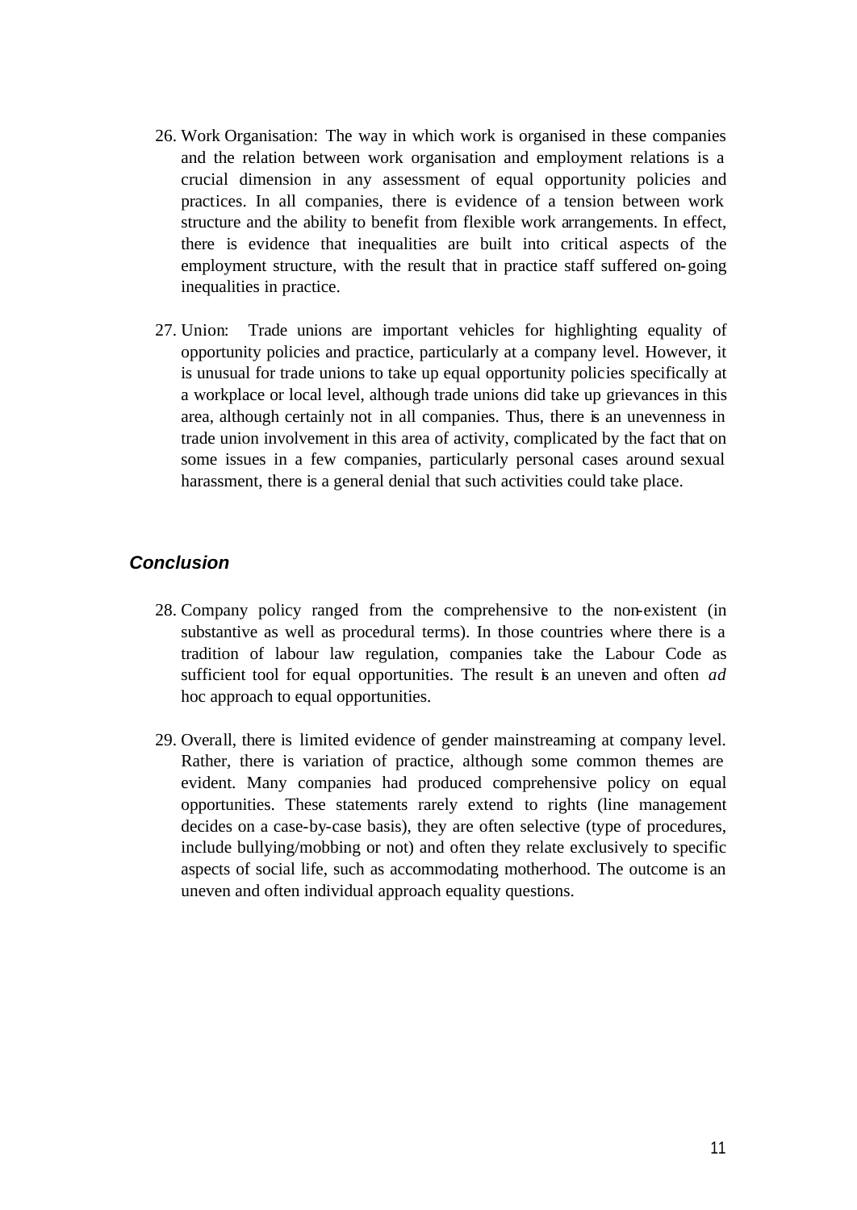26. Work Organisation: The way in which work is organised in these companies and the relation between work organisation and employment relations is a crucial dimension in any assessment of equal opportunity policies and practices. In all companies, there is evidence of a tension between work structure and the ability to benefit from flexible work arrangements. In effect, there is evidence that inequalities are built into critical aspects of the employment structure, with the result that in practice staff suffered on-going inequalities in practice.

27. Union: Trade unions are important vehicles for highlighting equality of opportunity policies and practice, particularly at a company level. However, it is unusual for trade unions to take up equal opportunity policies specifically at a workplace or local level, although trade unions did take up grievances in this area, although certainly not in all companies. Thus, there is an unevenness in trade union involvement in this area of activity, complicated by the fact that on some issues in a few companies, particularly personal cases around sexual harassment, there is a general denial that such activities could take place.

## *Conclusion*

28. Company policy ranged from the comprehensive to the non-existent (in substantive as well as procedural terms). In those countries where there is a tradition of labour law regulation, companies take the Labour Code as sufficient tool for equal opportunities. The result is an uneven and often *ad* hoc approach to equal opportunities.

29. Overall, there is limited evidence of gender mainstreaming at company level. Rather, there is variation of practice, although some common themes are evident. Many companies had produced comprehensive policy on equal opportunities. These statements rarely extend to rights (line management decides on a case-by-case basis), they are often selective (type of procedures, include bullying/mobbing or not) and often they relate exclusively to specific aspects of social life, such as accommodating motherhood. The outcome is an uneven and often individual approach equality questions.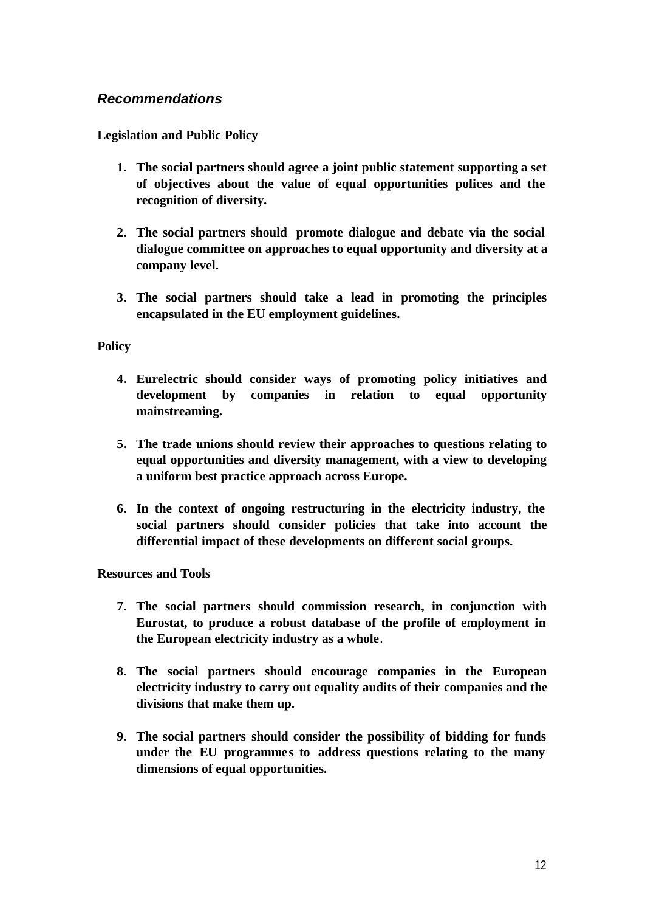## *Recommendations*

**Legislation and Public Policy**

1. **The social partners should agree a joint public statement supporting a set of objectives about the value of equal opportunities polices and the recognition of diversity.**

2. **The social partners should promote dialogue and debate via the social dialogue committee on approaches to equal opportunity and diversity at a company level.**

3. **The social partners should take a lead in promoting the principles encapsulated in the EU employment guidelines.**

**Policy**

4. **Eurelectric should consider ways of promoting policy initiatives and development by companies in relation to equal opportunity mainstreaming.**

5. **The trade unions should review their approaches to questions relating to equal opportunities and diversity management, with a view to developing a uniform best practice approach across Europe.**

6. **In the context of ongoing restructuring in the electricity industry, the social partners should consider policies that take into account the differential impact of these developments on different social groups.**

**Resources and Tools**

7. **The social partners should commission research, in conjunction with Eurostat, to produce a robust database of the profile of employment in the European electricity industry as a whole**.

8. **The social partners should encourage companies in the European electricity industry to carry out equality audits of their companies and the divisions that make them up.**

9. **The social partners should consider the possibility of bidding for funds under the EU programmes to address questions relating to the many dimensions of equal opportunities.**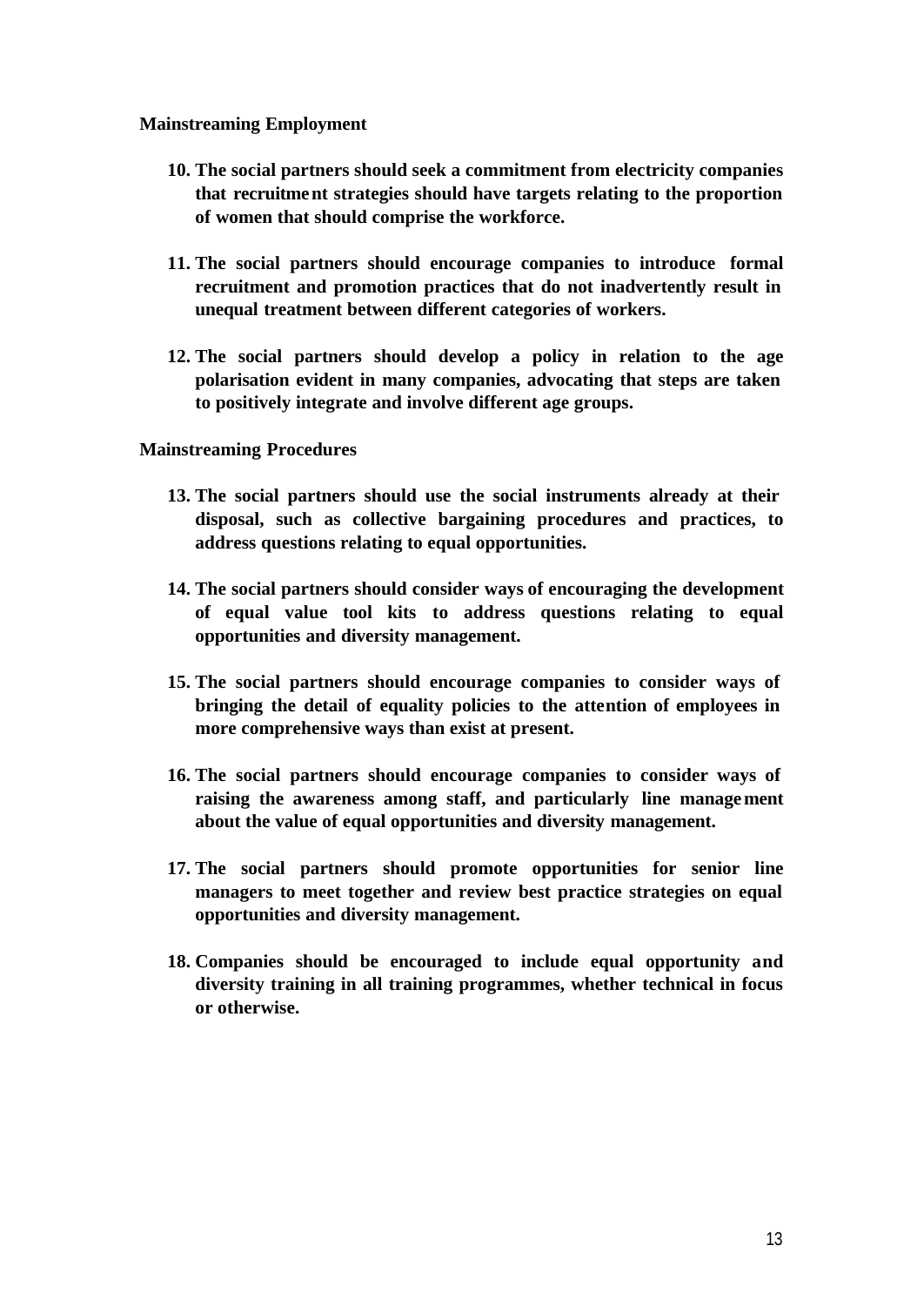**Mainstreaming Employment**

10. **The social partners should seek a commitment from electricity companies that recruitment strategies should have targets relating to the proportion of women that should comprise the workforce.**

11. **The social partners should encourage companies to introduce formal recruitment and promotion practices that do not inadvertently result in unequal treatment between different categories of workers.**

12. **The social partners should develop a policy in relation to the age polarisation evident in many companies, advocating that steps are taken to positively integrate and involve different age groups.**

**Mainstreaming Procedures**

13. **The social partners should use the social instruments already at their disposal, such as collective bargaining procedures and practices, to address questions relating to equal opportunities.**

14. **The social partners should consider ways of encouraging the development of equal value tool kits to address questions relating to equal opportunities and diversity management.**

15. **The social partners should encourage companies to consider ways of bringing the detail of equality policies to the attention of employees in more comprehensive ways than exist at present.**

16. **The social partners should encourage companies to consider ways of raising the awareness among staff, and particularly line management about the value of equal opportunities and diversity management.**

17. **The social partners should promote opportunities for senior line managers to meet together and review best practice strategies on equal opportunities and diversity management.**

18. **Companies should be encouraged to include equal opportunity and diversity training in all training programmes, whether technical in focus or otherwise.**